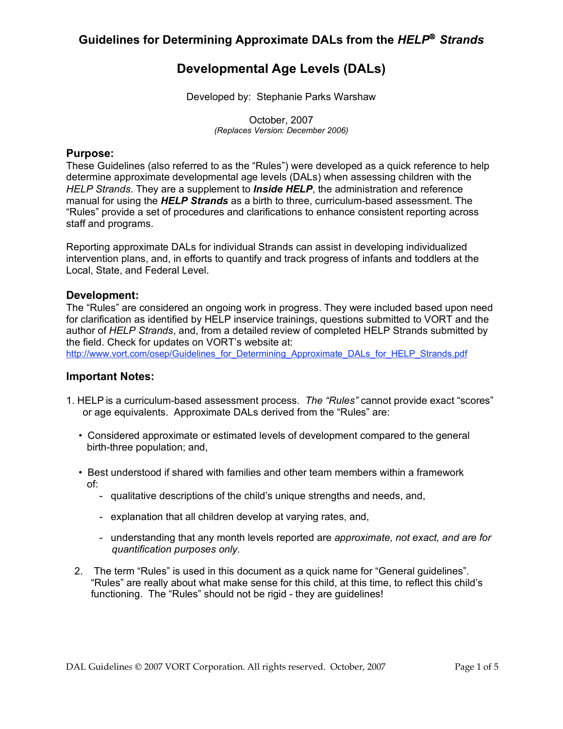# Guidelines for Determining Approximate DALs from the *HELP® Strands*

## Developmental Age Levels (DALs)

Developed by: Stephanie Parks Warshaw

October, 2007
*(Replaces Version: December 2006)*

### Purpose:

These Guidelines (also referred to as the "Rules") were developed as a quick reference to help determine approximate developmental age levels (DALs) when assessing children with the *HELP Strands*. They are a supplement to ***Inside HELP***, the administration and reference manual for using the ***HELP Strands*** as a birth to three, curriculum-based assessment. The "Rules" provide a set of procedures and clarifications to enhance consistent reporting across staff and programs.

Reporting approximate DALs for individual Strands can assist in developing individualized intervention plans, and, in efforts to quantify and track progress of infants and toddlers at the Local, State, and Federal Level.

### Development:

The "Rules" are considered an ongoing work in progress. They were included based upon need for clarification as identified by HELP inservice trainings, questions submitted to VORT and the author of *HELP Strands*, and, from a detailed review of completed HELP Strands submitted by the field. Check for updates on VORT's website at:
http://www.vort.com/osep/Guidelines_for_Determining_Approximate_DALs_for_HELP_Strands.pdf

### Important Notes:

1. HELP is a curriculum-based assessment process. *The "Rules"* cannot provide exact "scores" or age equivalents. Approximate DALs derived from the "Rules" are:

   - Considered approximate or estimated levels of development compared to the general birth-three population; and,

   - Best understood if shared with families and other team members within a framework of:
     - qualitative descriptions of the child's unique strengths and needs, and,
     - explanation that all children develop at varying rates, and,
     - understanding that any month levels reported are *approximate, not exact, and are for quantification purposes only.*

2. The term "Rules" is used in this document as a quick name for "General guidelines". "Rules" are really about what make sense for this child, at this time, to reflect this child's functioning. The "Rules" should not be rigid - they are guidelines!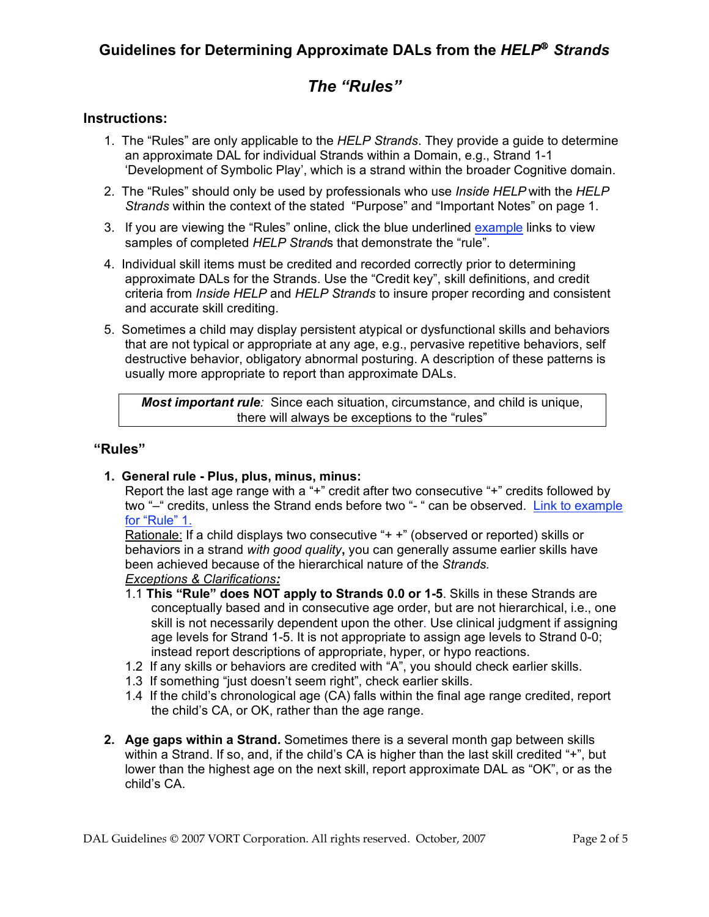## Guidelines for Determining Approximate DALs from the *HELP*® *Strands*

## *The "Rules"*

### Instructions:

1. The "Rules" are only applicable to the *HELP Strands*. They provide a guide to determine an approximate DAL for individual Strands within a Domain, e.g., Strand 1-1 'Development of Symbolic Play', which is a strand within the broader Cognitive domain.
2. The "Rules" should only be used by professionals who use *Inside HELP* with the *HELP Strands* within the context of the stated "Purpose" and "Important Notes" on page 1.
3. If you are viewing the "Rules" online, click the blue underlined example links to view samples of completed *HELP Strands* that demonstrate the "rule".
4. Individual skill items must be credited and recorded correctly prior to determining approximate DALs for the Strands. Use the "Credit key", skill definitions, and credit criteria from *Inside HELP* and *HELP Strands* to insure proper recording and consistent and accurate skill crediting.
5. Sometimes a child may display persistent atypical or dysfunctional skills and behaviors that are not typical or appropriate at any age, e.g., pervasive repetitive behaviors, self destructive behavior, obligatory abnormal posturing. A description of these patterns is usually more appropriate to report than approximate DALs.

> ***Most important rule**:* Since each situation, circumstance, and child is unique, there will always be exceptions to the "rules"

### "Rules"

1. **General rule - Plus, plus, minus, minus:**
   Report the last age range with a "+" credit after two consecutive "+" credits followed by two "–" credits, unless the Strand ends before two "- " can be observed. Link to example for "Rule" 1.
   Rationale: If a child displays two consecutive "+ +" (observed or reported) skills or behaviors in a strand *with good quality*, you can generally assume earlier skills have been achieved because of the hierarchical nature of the *Strands.*
   *Exceptions & Clarifications:*
   - 1.1 **This "Rule" does NOT apply to Strands 0.0 or 1-5**. Skills in these Strands are conceptually based and in consecutive age order, but are not hierarchical, i.e., one skill is not necessarily dependent upon the other. Use clinical judgment if assigning age levels for Strand 1-5. It is not appropriate to assign age levels to Strand 0-0; instead report descriptions of appropriate, hyper, or hypo reactions.
   - 1.2 If any skills or behaviors are credited with "A", you should check earlier skills.
   - 1.3 If something "just doesn't seem right", check earlier skills.
   - 1.4 If the child's chronological age (CA) falls within the final age range credited, report the child's CA, or OK, rather than the age range.

2. **Age gaps within a Strand.** Sometimes there is a several month gap between skills within a Strand. If so, and, if the child's CA is higher than the last skill credited "+", but lower than the highest age on the next skill, report approximate DAL as "OK", or as the child's CA.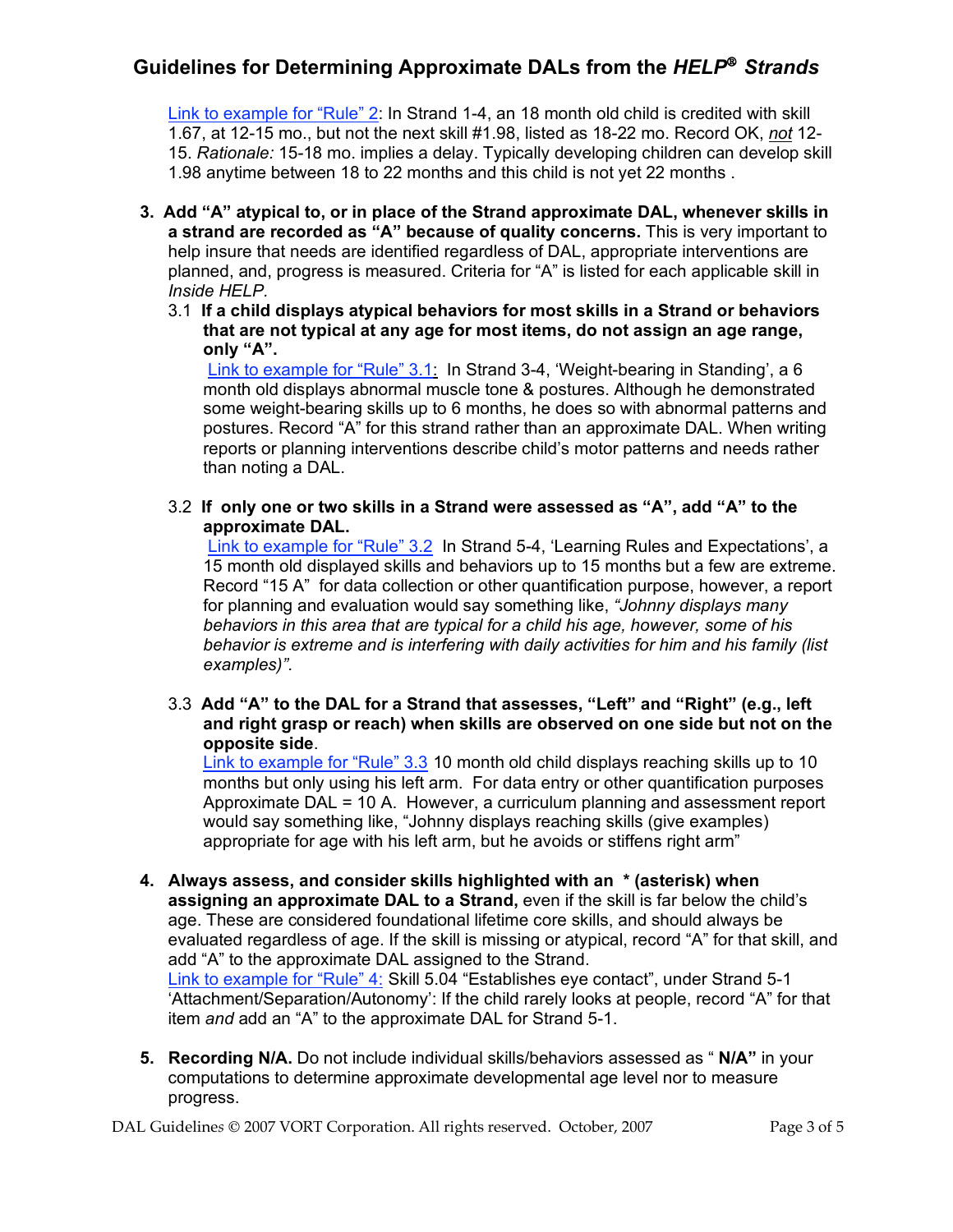[Link to example for "Rule" 2](#): In Strand 1-4, an 18 month old child is credited with skill 1.67, at 12-15 mo., but not the next skill #1.98, listed as 18-22 mo. Record OK, *not* 12-15. *Rationale:* 15-18 mo. implies a delay. Typically developing children can develop skill 1.98 anytime between 18 to 22 months and this child is not yet 22 months .

3. **Add "A" atypical to, or in place of the Strand approximate DAL, whenever skills in a strand are recorded as "A" because of quality concerns.** This is very important to help insure that needs are identified regardless of DAL, appropriate interventions are planned, and, progress is measured. Criteria for "A" is listed for each applicable skill in *Inside HELP.*

   3.1 **If a child displays atypical behaviors for most skills in a Strand or behaviors that are not typical at any age for most items, do not assign an age range, only "A".**

   [Link to example for "Rule" 3.1](#): In Strand 3-4, 'Weight-bearing in Standing', a 6 month old displays abnormal muscle tone & postures. Although he demonstrated some weight-bearing skills up to 6 months, he does so with abnormal patterns and postures. Record "A" for this strand rather than an approximate DAL. When writing reports or planning interventions describe child's motor patterns and needs rather than noting a DAL.

   3.2 **If only one or two skills in a Strand were assessed as "A", add "A" to the approximate DAL.**

   [Link to example for "Rule" 3.2](#) In Strand 5-4, 'Learning Rules and Expectations', a 15 month old displayed skills and behaviors up to 15 months but a few are extreme. Record "15 A" for data collection or other quantification purpose, however, a report for planning and evaluation would say something like, *"Johnny displays many behaviors in this area that are typical for a child his age, however, some of his behavior is extreme and is interfering with daily activities for him and his family (list examples)".*

   3.3 **Add "A" to the DAL for a Strand that assesses, "Left" and "Right" (e.g., left and right grasp or reach) when skills are observed on one side but not on the opposite side**.

   [Link to example for "Rule" 3.3](#) 10 month old child displays reaching skills up to 10 months but only using his left arm. For data entry or other quantification purposes Approximate DAL = 10 A. However, a curriculum planning and assessment report would say something like, "Johnny displays reaching skills (give examples) appropriate for age with his left arm, but he avoids or stiffens right arm"

4. **Always assess, and consider skills highlighted with an * (asterisk) when assigning an approximate DAL to a Strand,** even if the skill is far below the child's age. These are considered foundational lifetime core skills, and should always be evaluated regardless of age. If the skill is missing or atypical, record "A" for that skill, and add "A" to the approximate DAL assigned to the Strand.
   [Link to example for "Rule" 4:](#) Skill 5.04 "Establishes eye contact", under Strand 5-1 'Attachment/Separation/Autonomy': If the child rarely looks at people, record "A" for that item *and* add an "A" to the approximate DAL for Strand 5-1.

5. **Recording N/A.** Do not include individual skills/behaviors assessed as " **N/A"** in your computations to determine approximate developmental age level nor to measure progress.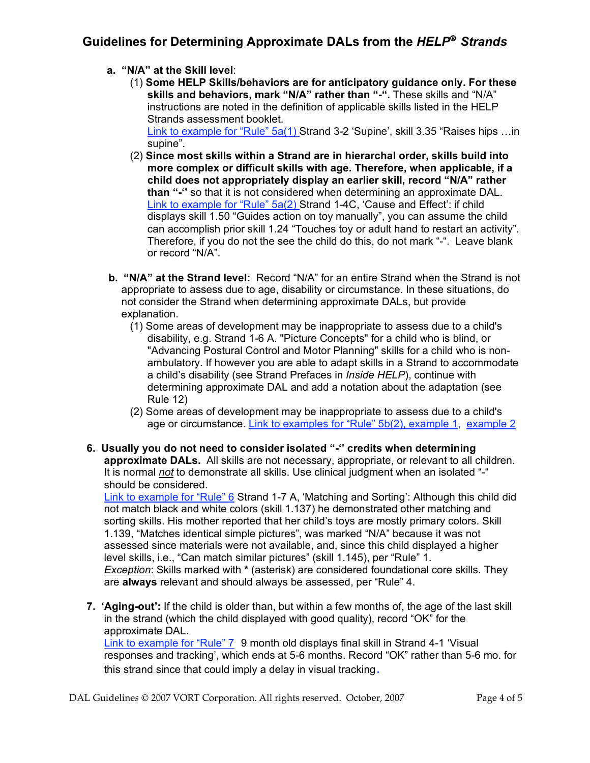## Guidelines for Determining Approximate DALs from the *HELP*® *Strands*

a. **"N/A" at the Skill level**:

  (1) **Some HELP Skills/behaviors are for anticipatory guidance only. For these skills and behaviors, mark "N/A" rather than "-".** These skills and "N/A" instructions are noted in the definition of applicable skills listed in the HELP Strands assessment booklet.
  Link to example for "Rule" 5a(1) Strand 3-2 'Supine', skill 3.35 "Raises hips …in supine".

  (2) **Since most skills within a Strand are in hierarchal order, skills build into more complex or difficult skills with age. Therefore, when applicable, if a child does not appropriately display an earlier skill, record "N/A" rather than "-"** so that it is not considered when determining an approximate DAL.
  Link to example for "Rule" 5a(2) Strand 1-4C, 'Cause and Effect': if child displays skill 1.50 "Guides action on toy manually", you can assume the child can accomplish prior skill 1.24 "Touches toy or adult hand to restart an activity". Therefore, if you do not the see the child do this, do not mark "-". Leave blank or record "N/A".

b. **"N/A" at the Strand level:** Record "N/A" for an entire Strand when the Strand is not appropriate to assess due to age, disability or circumstance. In these situations, do not consider the Strand when determining approximate DALs, but provide explanation.

  (1) Some areas of development may be inappropriate to assess due to a child's disability, e.g. Strand 1-6 A. "Picture Concepts" for a child who is blind, or "Advancing Postural Control and Motor Planning" skills for a child who is non-ambulatory. If however you are able to adapt skills in a Strand to accommodate a child's disability (see Strand Prefaces in *Inside HELP*), continue with determining approximate DAL and add a notation about the adaptation (see Rule 12)

  (2) Some areas of development may be inappropriate to assess due to a child's age or circumstance. Link to examples for "Rule" 5b(2), example 1, example 2

6. **Usually you do not need to consider isolated "-" credits when determining approximate DALs.** All skills are not necessary, appropriate, or relevant to all children. It is normal *not* to demonstrate all skills. Use clinical judgment when an isolated "-" should be considered.
Link to example for "Rule" 6 Strand 1-7 A, 'Matching and Sorting': Although this child did not match black and white colors (skill 1.137) he demonstrated other matching and sorting skills. His mother reported that her child's toys are mostly primary colors. Skill 1.139, "Matches identical simple pictures", was marked "N/A" because it was not assessed since materials were not available, and, since this child displayed a higher level skills, i.e., "Can match similar pictures" (skill 1.145), per "Rule" 1.
*Exception*: Skills marked with **\*** (asterisk) are considered foundational core skills. They are **always** relevant and should always be assessed, per "Rule" 4.

7. **'Aging-out':** If the child is older than, but within a few months of, the age of the last skill in the strand (which the child displayed with good quality), record "OK" for the approximate DAL.
Link to example for "Rule" 7 9 month old displays final skill in Strand 4-1 'Visual responses and tracking', which ends at 5-6 months. Record "OK" rather than 5-6 mo. for this strand since that could imply a delay in visual tracking.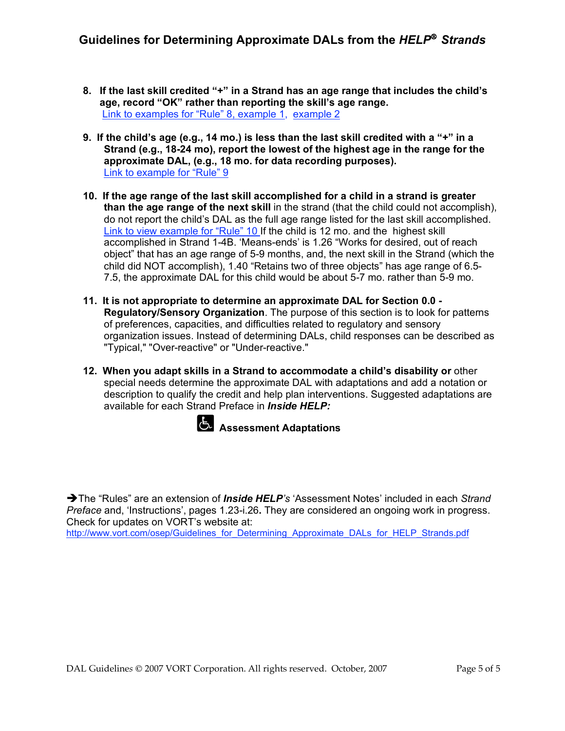8. **If the last skill credited "+" in a Strand has an age range that includes the child's age, record "OK" rather than reporting the skill's age range.**
   Link to examples for "Rule" 8, example 1, example 2

9. **If the child's age (e.g., 14 mo.) is less than the last skill credited with a "+" in a Strand (e.g., 18-24 mo), report the lowest of the highest age in the range for the approximate DAL, (e.g., 18 mo. for data recording purposes).**
   Link to example for "Rule" 9

10. **If the age range of the last skill accomplished for a child in a strand is greater than the age range of the next skill** in the strand (that the child could not accomplish), do not report the child's DAL as the full age range listed for the last skill accomplished. Link to view example for "Rule" 10 If the child is 12 mo. and the highest skill accomplished in Strand 1-4B. 'Means-ends' is 1.26 "Works for desired, out of reach object" that has an age range of 5-9 months, and, the next skill in the Strand (which the child did NOT accomplish), 1.40 "Retains two of three objects" has age range of 6.5-7.5, the approximate DAL for this child would be about 5-7 mo. rather than 5-9 mo.

11. **It is not appropriate to determine an approximate DAL for Section 0.0 - Regulatory/Sensory Organization**. The purpose of this section is to look for patterns of preferences, capacities, and difficulties related to regulatory and sensory organization issues. Instead of determining DALs, child responses can be described as "Typical," "Over-reactive" or "Under-reactive."

12. **When you adapt skills in a Strand to accommodate a child's disability or** other special needs determine the approximate DAL with adaptations and add a notation or description to qualify the credit and help plan interventions. Suggested adaptations are available for each Strand Preface in ***Inside HELP:***

    ♿ **Assessment Adaptations**

➔The "Rules" are an extension of ***Inside HELP****'s* 'Assessment Notes' included in each *Strand Preface* and, 'Instructions', pages 1.23-i.26**.** They are considered an ongoing work in progress. Check for updates on VORT's website at:
http://www.vort.com/osep/Guidelines_for_Determining_Approximate_DALs_for_HELP_Strands.pdf